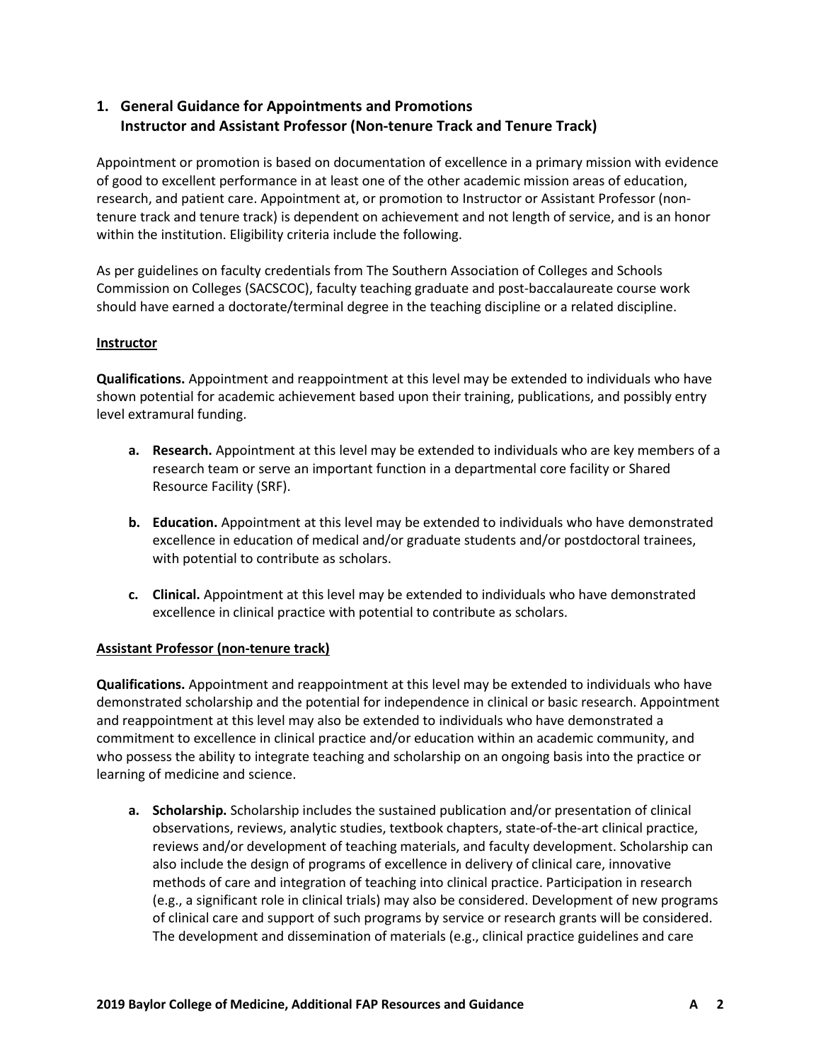## 1. General Guidance for Appointments and Promotions
## Instructor and Assistant Professor (Non-tenure Track and Tenure Track)

Appointment or promotion is based on documentation of excellence in a primary mission with evidence of good to excellent performance in at least one of the other academic mission areas of education, research, and patient care. Appointment at, or promotion to Instructor or Assistant Professor (non-tenure track and tenure track) is dependent on achievement and not length of service, and is an honor within the institution. Eligibility criteria include the following.

As per guidelines on faculty credentials from The Southern Association of Colleges and Schools Commission on Colleges (SACSCOC), faculty teaching graduate and post-baccalaureate course work should have earned a doctorate/terminal degree in the teaching discipline or a related discipline.

### Instructor

**Qualifications.** Appointment and reappointment at this level may be extended to individuals who have shown potential for academic achievement based upon their training, publications, and possibly entry level extramural funding.

- **a. Research.** Appointment at this level may be extended to individuals who are key members of a research team or serve an important function in a departmental core facility or Shared Resource Facility (SRF).
- **b. Education.** Appointment at this level may be extended to individuals who have demonstrated excellence in education of medical and/or graduate students and/or postdoctoral trainees, with potential to contribute as scholars.
- **c. Clinical.** Appointment at this level may be extended to individuals who have demonstrated excellence in clinical practice with potential to contribute as scholars.

### Assistant Professor (non-tenure track)

**Qualifications.** Appointment and reappointment at this level may be extended to individuals who have demonstrated scholarship and the potential for independence in clinical or basic research. Appointment and reappointment at this level may also be extended to individuals who have demonstrated a commitment to excellence in clinical practice and/or education within an academic community, and who possess the ability to integrate teaching and scholarship on an ongoing basis into the practice or learning of medicine and science.

- **a. Scholarship.** Scholarship includes the sustained publication and/or presentation of clinical observations, reviews, analytic studies, textbook chapters, state-of-the-art clinical practice, reviews and/or development of teaching materials, and faculty development. Scholarship can also include the design of programs of excellence in delivery of clinical care, innovative methods of care and integration of teaching into clinical practice. Participation in research (e.g., a significant role in clinical trials) may also be considered. Development of new programs of clinical care and support of such programs by service or research grants will be considered. The development and dissemination of materials (e.g., clinical practice guidelines and care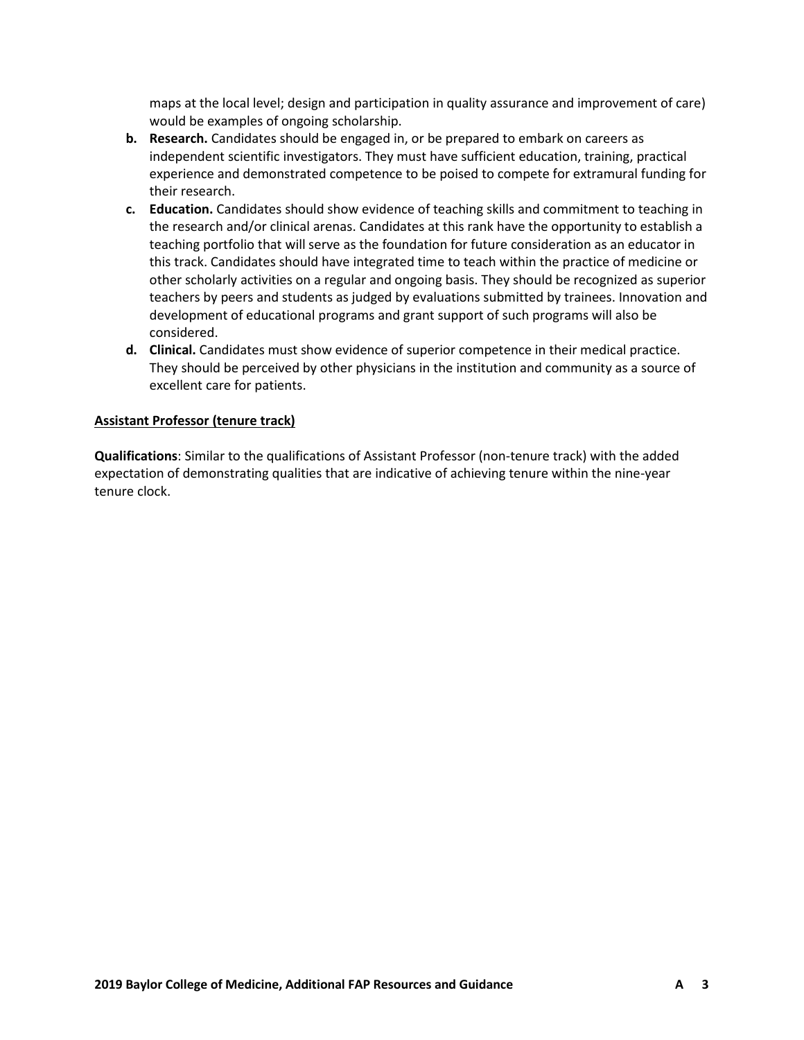maps at the local level; design and participation in quality assurance and improvement of care) would be examples of ongoing scholarship.

b. **Research.** Candidates should be engaged in, or be prepared to embark on careers as independent scientific investigators. They must have sufficient education, training, practical experience and demonstrated competence to be poised to compete for extramural funding for their research.
c. **Education.** Candidates should show evidence of teaching skills and commitment to teaching in the research and/or clinical arenas. Candidates at this rank have the opportunity to establish a teaching portfolio that will serve as the foundation for future consideration as an educator in this track. Candidates should have integrated time to teach within the practice of medicine or other scholarly activities on a regular and ongoing basis. They should be recognized as superior teachers by peers and students as judged by evaluations submitted by trainees. Innovation and development of educational programs and grant support of such programs will also be considered.
d. **Clinical.** Candidates must show evidence of superior competence in their medical practice. They should be perceived by other physicians in the institution and community as a source of excellent care for patients.

**Assistant Professor (tenure track)**

**Qualifications**: Similar to the qualifications of Assistant Professor (non-tenure track) with the added expectation of demonstrating qualities that are indicative of achieving tenure within the nine-year tenure clock.